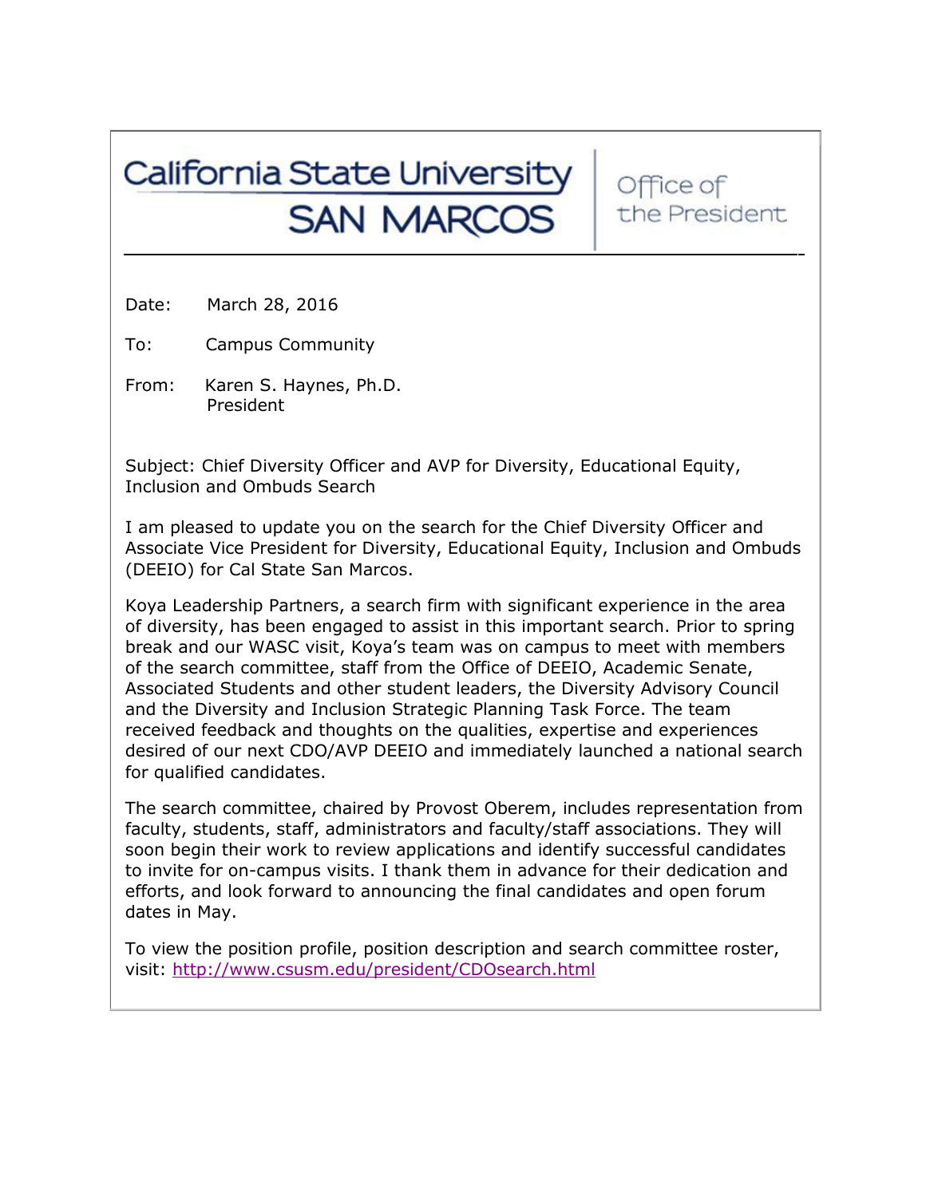# California State University SAN MARCOS

Office of the President

Date: March 28, 2016

To: Campus Community

From: Karen S. Haynes, Ph.D.
President

Subject: Chief Diversity Officer and AVP for Diversity, Educational Equity, Inclusion and Ombuds Search

I am pleased to update you on the search for the Chief Diversity Officer and Associate Vice President for Diversity, Educational Equity, Inclusion and Ombuds (DEEIO) for Cal State San Marcos.

Koya Leadership Partners, a search firm with significant experience in the area of diversity, has been engaged to assist in this important search. Prior to spring break and our WASC visit, Koya's team was on campus to meet with members of the search committee, staff from the Office of DEEIO, Academic Senate, Associated Students and other student leaders, the Diversity Advisory Council and the Diversity and Inclusion Strategic Planning Task Force. The team received feedback and thoughts on the qualities, expertise and experiences desired of our next CDO/AVP DEEIO and immediately launched a national search for qualified candidates.

The search committee, chaired by Provost Oberem, includes representation from faculty, students, staff, administrators and faculty/staff associations. They will soon begin their work to review applications and identify successful candidates to invite for on-campus visits. I thank them in advance for their dedication and efforts, and look forward to announcing the final candidates and open forum dates in May.

To view the position profile, position description and search committee roster, visit: [http://www.csusm.edu/president/CDOsearch.html](http://www.csusm.edu/president/CDOsearch.html)